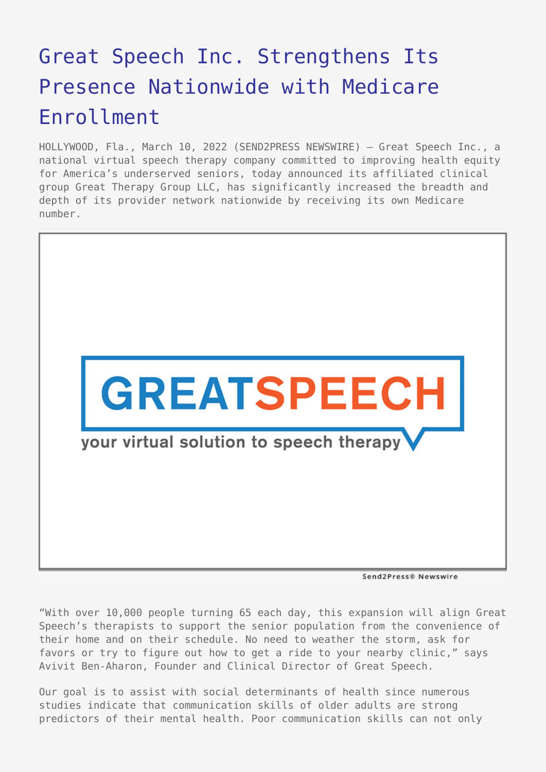# Great Speech Inc. Strengthens Its Presence Nationwide with Medicare Enrollment

HOLLYWOOD, Fla., March 10, 2022 (SEND2PRESS NEWSWIRE) — Great Speech Inc., a national virtual speech therapy company committed to improving health equity for America's underserved seniors, today announced its affiliated clinical group Great Therapy Group LLC, has significantly increased the breadth and depth of its provider network nationwide by receiving its own Medicare number.

"With over 10,000 people turning 65 each day, this expansion will align Great Speech's therapists to support the senior population from the convenience of their home and on their schedule. No need to weather the storm, ask for favors or try to figure out how to get a ride to your nearby clinic," says Avivit Ben-Aharon, Founder and Clinical Director of Great Speech.

Our goal is to assist with social determinants of health since numerous studies indicate that communication skills of older adults are strong predictors of their mental health. Poor communication skills can not only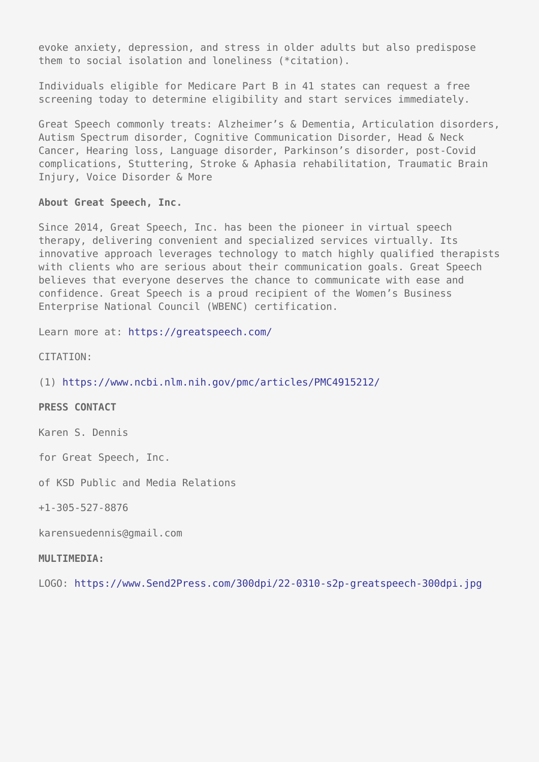evoke anxiety, depression, and stress in older adults but also predispose them to social isolation and loneliness (*citation).

Individuals eligible for Medicare Part B in 41 states can request a free screening today to determine eligibility and start services immediately.

Great Speech commonly treats: Alzheimer's & Dementia, Articulation disorders, Autism Spectrum disorder, Cognitive Communication Disorder, Head & Neck Cancer, Hearing loss, Language disorder, Parkinson's disorder, post-Covid complications, Stuttering, Stroke & Aphasia rehabilitation, Traumatic Brain Injury, Voice Disorder & More

**About Great Speech, Inc.**

Since 2014, Great Speech, Inc. has been the pioneer in virtual speech therapy, delivering convenient and specialized services virtually. Its innovative approach leverages technology to match highly qualified therapists with clients who are serious about their communication goals. Great Speech believes that everyone deserves the chance to communicate with ease and confidence. Great Speech is a proud recipient of the Women's Business Enterprise National Council (WBENC) certification.

Learn more at: https://greatspeech.com/

CITATION:

(1) https://www.ncbi.nlm.nih.gov/pmc/articles/PMC4915212/

**PRESS CONTACT**

Karen S. Dennis

for Great Speech, Inc.

of KSD Public and Media Relations

+1-305-527-8876

karensuedennis@gmail.com

**MULTIMEDIA:**

LOGO: https://www.Send2Press.com/300dpi/22-0310-s2p-greatspeech-300dpi.jpg